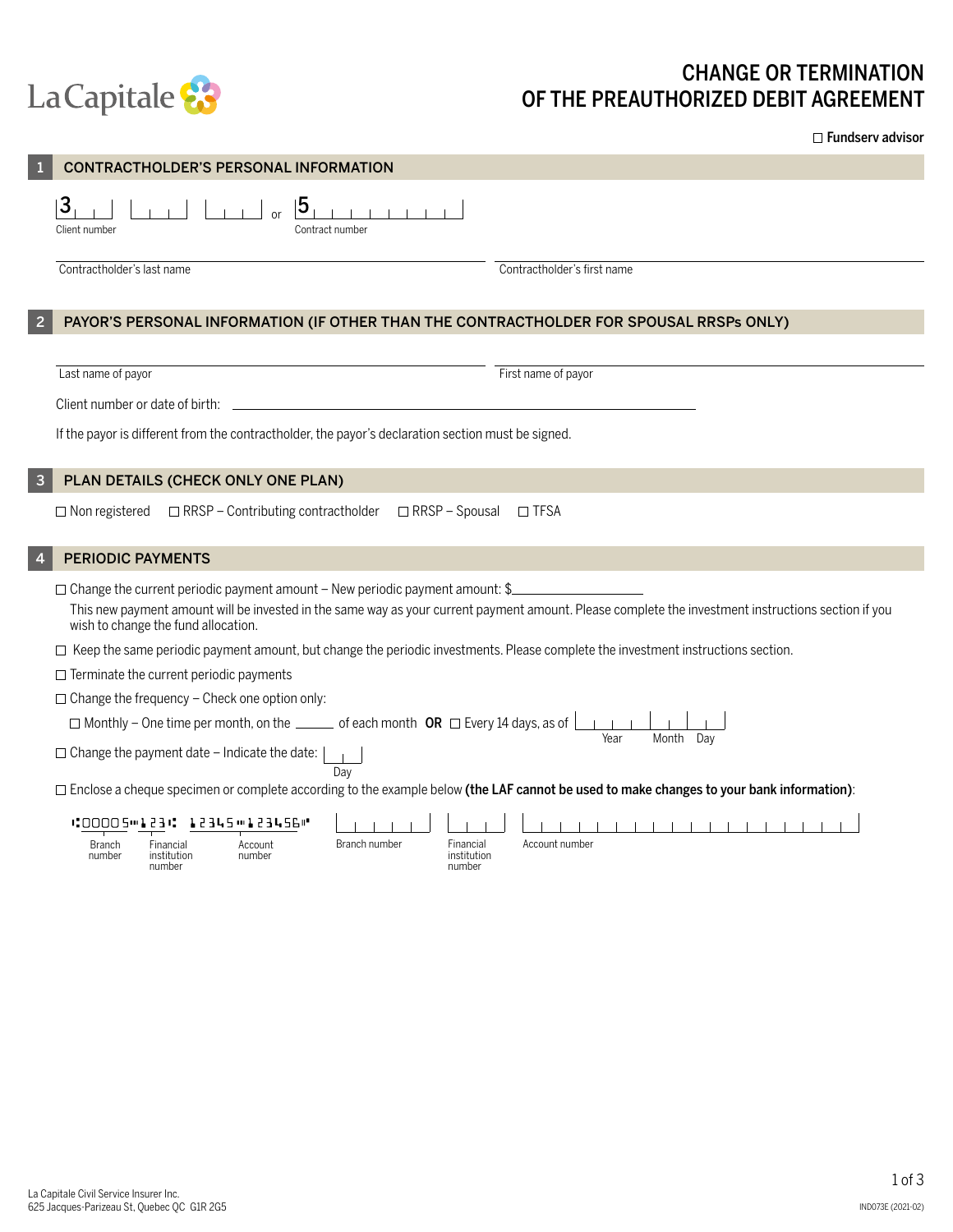La Capitale

# CHANGE OR TERMINATION OF THE PREAUTHORIZED DEBIT AGREEMENT

☐ **Fundserv advisor**

## 1 CONTRACTHOLDER'S PERSONAL INFORMATION

3 _ _ _ _ _ _ _ _ _ Client number or 5 _ _ _ _ _ _ _ _ Contract number

Contractholder's last name _______________ Contractholder's first name _______________

## 2 PAYOR'S PERSONAL INFORMATION (IF OTHER THAN THE CONTRACTHOLDER FOR SPOUSAL RRSPs ONLY)

Last name of payor _______________ First name of payor _______________

Client number or date of birth: _______________

If the payor is different from the contractholder, the payor's declaration section must be signed.

## 3 PLAN DETAILS (CHECK ONLY ONE PLAN)

☐ Non registered ☐ RRSP – Contributing contractholder ☐ RRSP – Spousal ☐ TFSA

## 4 PERIODIC PAYMENTS

☐ Change the current periodic payment amount – New periodic payment amount: $_______________

This new payment amount will be invested in the same way as your current payment amount. Please complete the investment instructions section if you wish to change the fund allocation.

☐ Keep the same periodic payment amount, but change the periodic investments. Please complete the investment instructions section.

☐ Terminate the current periodic payments

☐ Change the frequency – Check one option only:

☐ Monthly – One time per month, on the ______ of each month **OR** ☐ Every 14 days, as of _______ Year _____ Month ___ Day

☐ Change the payment date – Indicate the date: ___ Day

☐ Enclose a cheque specimen or complete according to the example below **(the LAF cannot be used to make changes to your bank information)**:

Example: ⑆00005⑈123⑆ 12345⑈123456⑈ — Branch number, Financial institution number, Account number

Branch number _______ Financial institution number _______ Account number _______________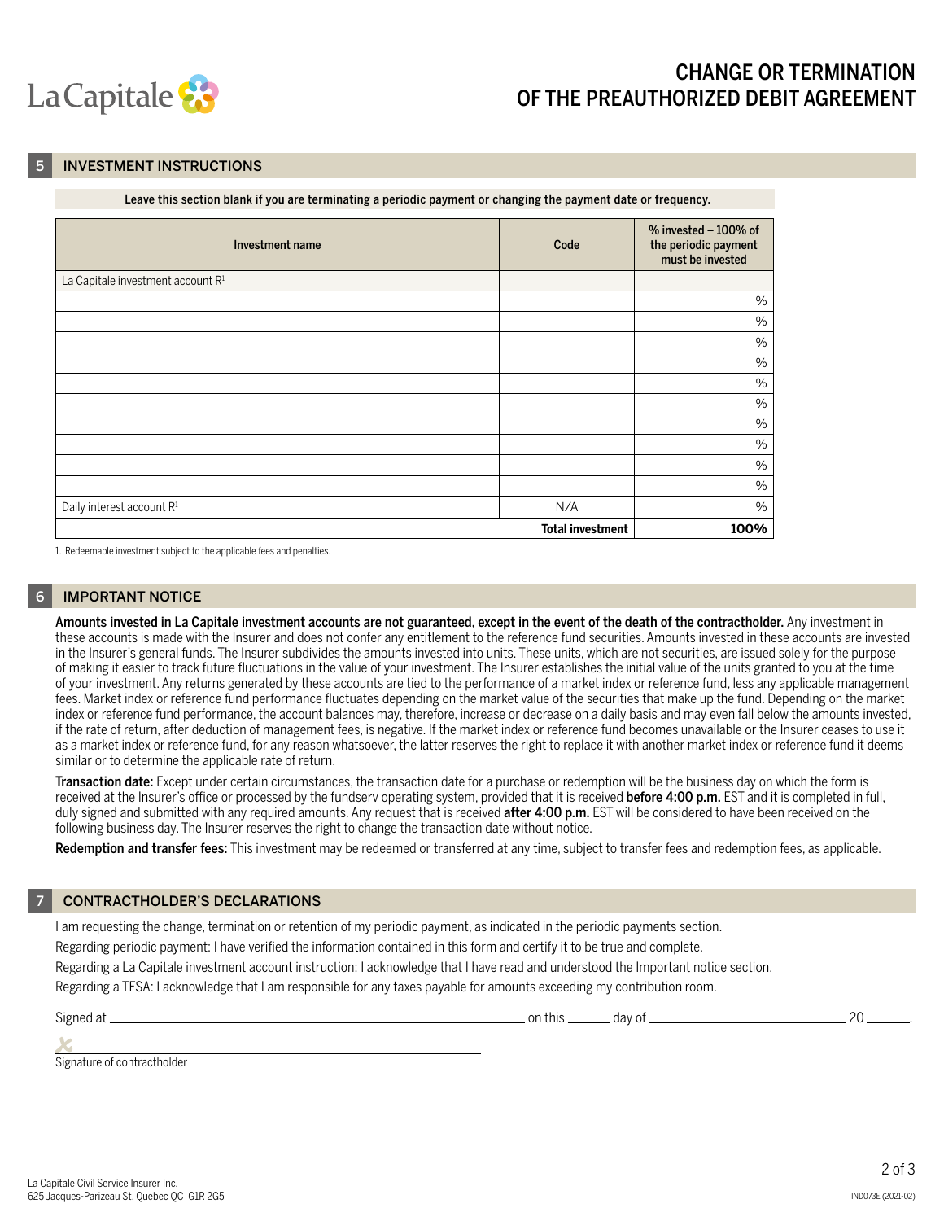# CHANGE OR TERMINATION OF THE PREAUTHORIZED DEBIT AGREEMENT

## 5 INVESTMENT INSTRUCTIONS

**Leave this section blank if you are terminating a periodic payment or changing the payment date or frequency.**

| Investment name | Code | % invested – 100% of the periodic payment must be invested |
|---|---|---|
| La Capitale investment account R[1] | | |
| | | % |
| | | % |
| | | % |
| | | % |
| | | % |
| | | % |
| | | % |
| | | % |
| | | % |
| | | % |
| Daily interest account R[1] | N/A | % |
| | **Total investment** | **100%** |

1. Redeemable investment subject to the applicable fees and penalties.

## 6 IMPORTANT NOTICE

**Amounts invested in La Capitale investment accounts are not guaranteed, except in the event of the death of the contractholder.** Any investment in these accounts is made with the Insurer and does not confer any entitlement to the reference fund securities. Amounts invested in these accounts are invested in the Insurer's general funds. The Insurer subdivides the amounts invested into units. These units, which are not securities, are issued solely for the purpose of making it easier to track future fluctuations in the value of your investment. The Insurer establishes the initial value of the units granted to you at the time of your investment. Any returns generated by these accounts are tied to the performance of a market index or reference fund, less any applicable management fees. Market index or reference fund performance fluctuates depending on the market value of the securities that make up the fund. Depending on the market index or reference fund performance, the account balances may, therefore, increase or decrease on a daily basis and may even fall below the amounts invested, if the rate of return, after deduction of management fees, is negative. If the market index or reference fund becomes unavailable or the Insurer ceases to use it as a market index or reference fund, for any reason whatsoever, the latter reserves the right to replace it with another market index or reference fund it deems similar or to determine the applicable rate of return.

**Transaction date:** Except under certain circumstances, the transaction date for a purchase or redemption will be the business day on which the form is received at the Insurer's office or processed by the fundserv operating system, provided that it is received **before 4:00 p.m.** EST and it is completed in full, duly signed and submitted with any required amounts. Any request that is received **after 4:00 p.m.** EST will be considered to have been received on the following business day. The Insurer reserves the right to change the transaction date without notice.

**Redemption and transfer fees:** This investment may be redeemed or transferred at any time, subject to transfer fees and redemption fees, as applicable.

## 7 CONTRACTHOLDER'S DECLARATIONS

I am requesting the change, termination or retention of my periodic payment, as indicated in the periodic payments section.

Regarding periodic payment: I have verified the information contained in this form and certify it to be true and complete.

Regarding a La Capitale investment account instruction: I acknowledge that I have read and understood the Important notice section.

Regarding a TFSA: I acknowledge that I am responsible for any taxes payable for amounts exceeding my contribution room.

Signed at ______________________ on this ______ day of ______________________ 20 ______.

X ______________________

Signature of contractholder

La Capitale Civil Service Insurer Inc.
625 Jacques-Parizeau St, Quebec QC G1R 2G5

IND073E (2021-02)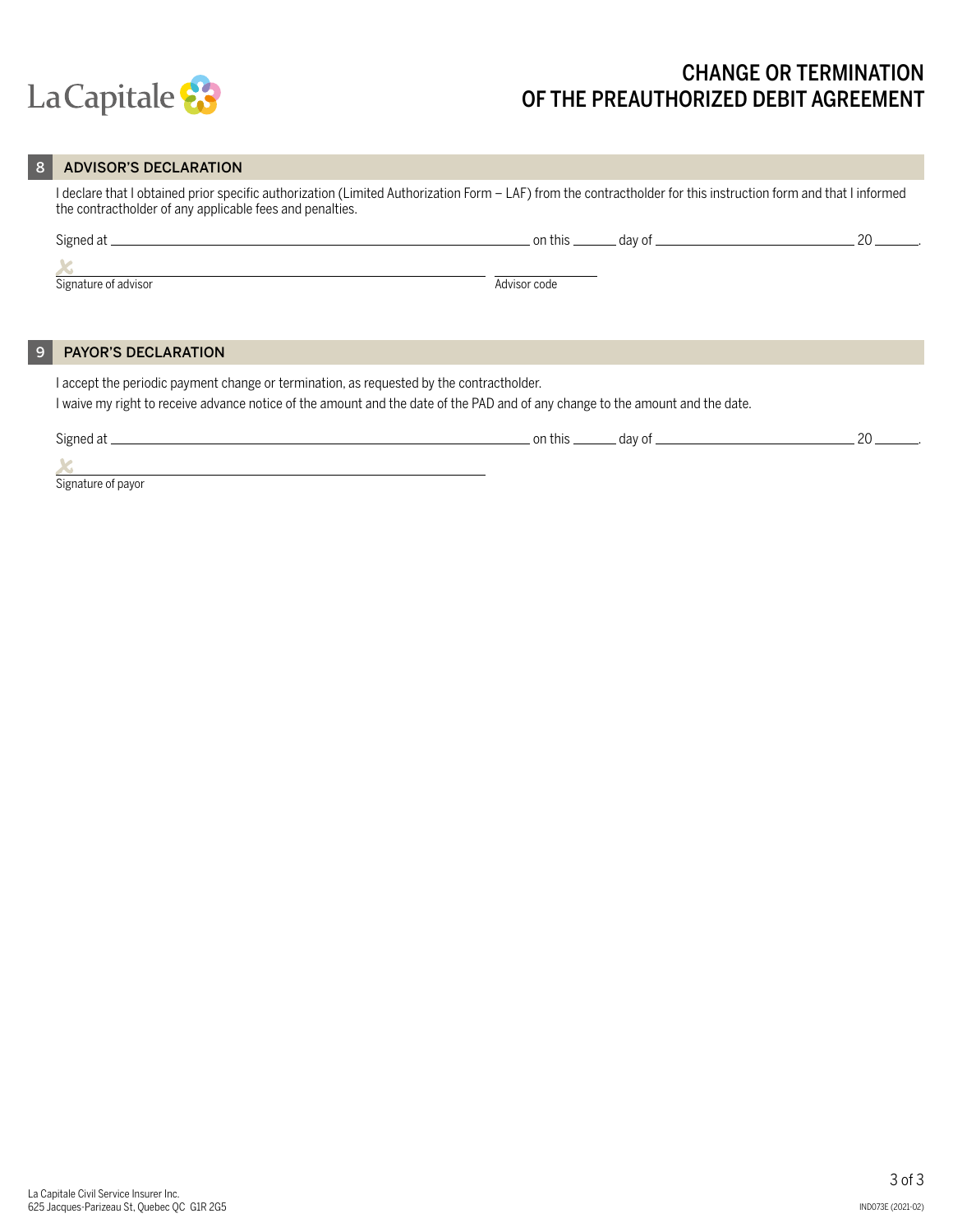# CHANGE OR TERMINATION OF THE PREAUTHORIZED DEBIT AGREEMENT

## 8 ADVISOR'S DECLARATION

I declare that I obtained prior specific authorization (Limited Authorization Form – LAF) from the contractholder for this instruction form and that I informed the contractholder of any applicable fees and penalties.

Signed at ______________________________ on this ______ day of ______________________ 20 ______.

Signature of advisor ______________________________ Advisor code ______________

## 9 PAYOR'S DECLARATION

I accept the periodic payment change or termination, as requested by the contractholder.

I waive my right to receive advance notice of the amount and the date of the PAD and of any change to the amount and the date.

Signed at ______________________________ on this ______ day of ______________________ 20 ______.

Signature of payor ______________________________

La Capitale Civil Service Insurer Inc.
625 Jacques-Parizeau St, Quebec QC G1R 2G5

IND073E (2021-02)